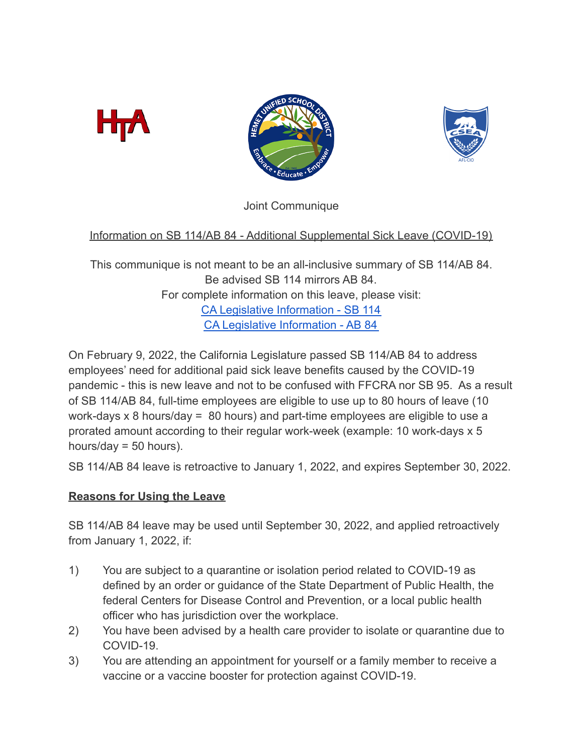Joint Communique

Information on SB 114/AB 84 - Additional Supplemental Sick Leave (COVID-19)

This communique is not meant to be an all-inclusive summary of SB 114/AB 84.
Be advised SB 114 mirrors AB 84.
For complete information on this leave, please visit:
CA Legislative Information - SB 114
CA Legislative Information - AB 84

On February 9, 2022, the California Legislature passed SB 114/AB 84 to address employees' need for additional paid sick leave benefits caused by the COVID-19 pandemic - this is new leave and not to be confused with FFCRA nor SB 95. As a result of SB 114/AB 84, full-time employees are eligible to use up to 80 hours of leave (10 work-days x 8 hours/day = 80 hours) and part-time employees are eligible to use a prorated amount according to their regular work-week (example: 10 work-days x 5 hours/day = 50 hours).

SB 114/AB 84 leave is retroactive to January 1, 2022, and expires September 30, 2022.

## Reasons for Using the Leave

SB 114/AB 84 leave may be used until September 30, 2022, and applied retroactively from January 1, 2022, if:

1) You are subject to a quarantine or isolation period related to COVID-19 as defined by an order or guidance of the State Department of Public Health, the federal Centers for Disease Control and Prevention, or a local public health officer who has jurisdiction over the workplace.
2) You have been advised by a health care provider to isolate or quarantine due to COVID-19.
3) You are attending an appointment for yourself or a family member to receive a vaccine or a vaccine booster for protection against COVID-19.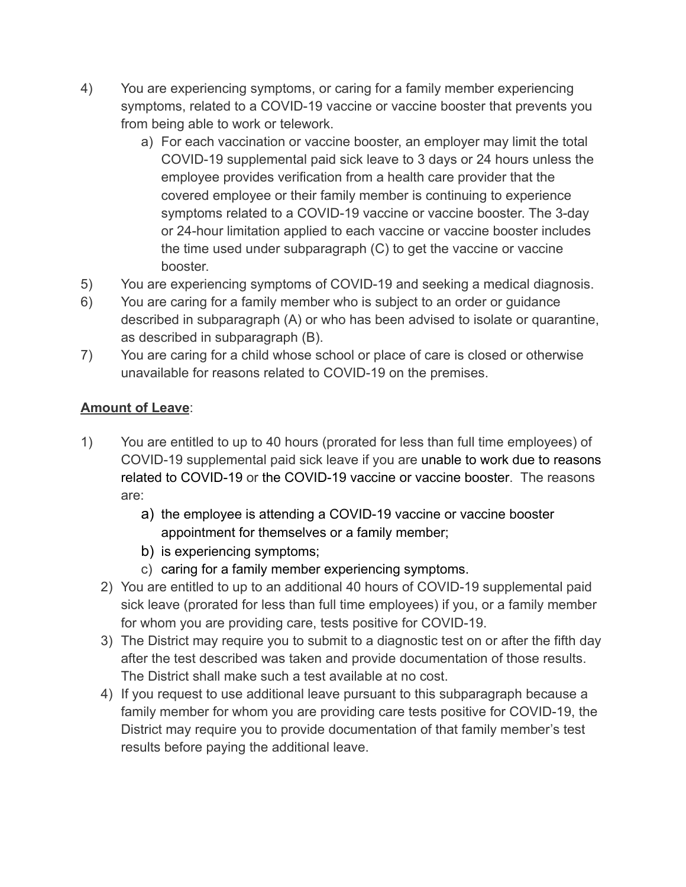4) You are experiencing symptoms, or caring for a family member experiencing symptoms, related to a COVID-19 vaccine or vaccine booster that prevents you from being able to work or telework.
    a) For each vaccination or vaccine booster, an employer may limit the total COVID-19 supplemental paid sick leave to 3 days or 24 hours unless the employee provides verification from a health care provider that the covered employee or their family member is continuing to experience symptoms related to a COVID-19 vaccine or vaccine booster. The 3-day or 24-hour limitation applied to each vaccine or vaccine booster includes the time used under subparagraph (C) to get the vaccine or vaccine booster.
5) You are experiencing symptoms of COVID-19 and seeking a medical diagnosis.
6) You are caring for a family member who is subject to an order or guidance described in subparagraph (A) or who has been advised to isolate or quarantine, as described in subparagraph (B).
7) You are caring for a child whose school or place of care is closed or otherwise unavailable for reasons related to COVID-19 on the premises.

**Amount of Leave**:

1) You are entitled to up to 40 hours (prorated for less than full time employees) of COVID-19 supplemental paid sick leave if you are unable to work due to reasons related to COVID-19 or the COVID-19 vaccine or vaccine booster. The reasons are:
    a) the employee is attending a COVID-19 vaccine or vaccine booster appointment for themselves or a family member;
    b) is experiencing symptoms;
    c) caring for a family member experiencing symptoms.
2) You are entitled to up to an additional 40 hours of COVID-19 supplemental paid sick leave (prorated for less than full time employees) if you, or a family member for whom you are providing care, tests positive for COVID-19.
3) The District may require you to submit to a diagnostic test on or after the fifth day after the test described was taken and provide documentation of those results. The District shall make such a test available at no cost.
4) If you request to use additional leave pursuant to this subparagraph because a family member for whom you are providing care tests positive for COVID-19, the District may require you to provide documentation of that family member's test results before paying the additional leave.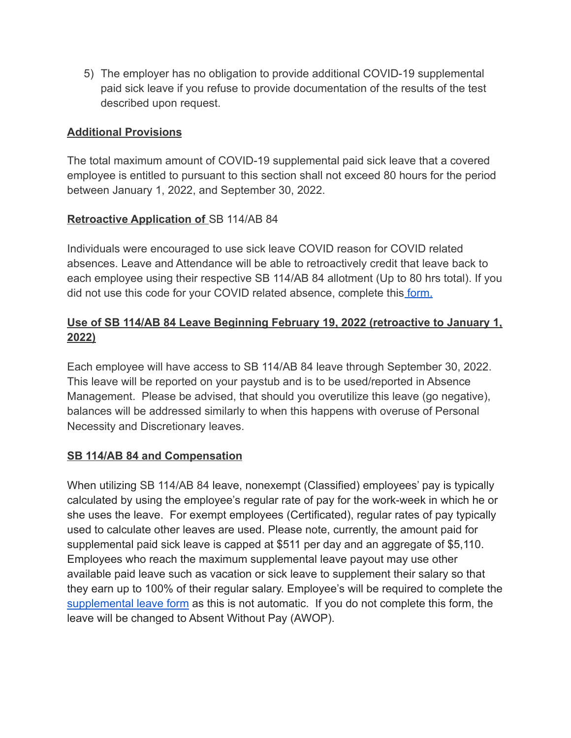5) The employer has no obligation to provide additional COVID-19 supplemental paid sick leave if you refuse to provide documentation of the results of the test described upon request.

**Additional Provisions**

The total maximum amount of COVID-19 supplemental paid sick leave that a covered employee is entitled to pursuant to this section shall not exceed 80 hours for the period between January 1, 2022, and September 30, 2022.

**Retroactive Application of** SB 114/AB 84

Individuals were encouraged to use sick leave COVID reason for COVID related absences. Leave and Attendance will be able to retroactively credit that leave back to each employee using their respective SB 114/AB 84 allotment (Up to 80 hrs total). If you did not use this code for your COVID related absence, complete this form.

**Use of SB 114/AB 84 Leave Beginning February 19, 2022 (retroactive to January 1, 2022)**

Each employee will have access to SB 114/AB 84 leave through September 30, 2022. This leave will be reported on your paystub and is to be used/reported in Absence Management. Please be advised, that should you overutilize this leave (go negative), balances will be addressed similarly to when this happens with overuse of Personal Necessity and Discretionary leaves.

**SB 114/AB 84 and Compensation**

When utilizing SB 114/AB 84 leave, nonexempt (Classified) employees' pay is typically calculated by using the employee's regular rate of pay for the work-week in which he or she uses the leave. For exempt employees (Certificated), regular rates of pay typically used to calculate other leaves are used. Please note, currently, the amount paid for supplemental paid sick leave is capped at $511 per day and an aggregate of $5,110. Employees who reach the maximum supplemental leave payout may use other available paid leave such as vacation or sick leave to supplement their salary so that they earn up to 100% of their regular salary. Employee's will be required to complete the supplemental leave form as this is not automatic. If you do not complete this form, the leave will be changed to Absent Without Pay (AWOP).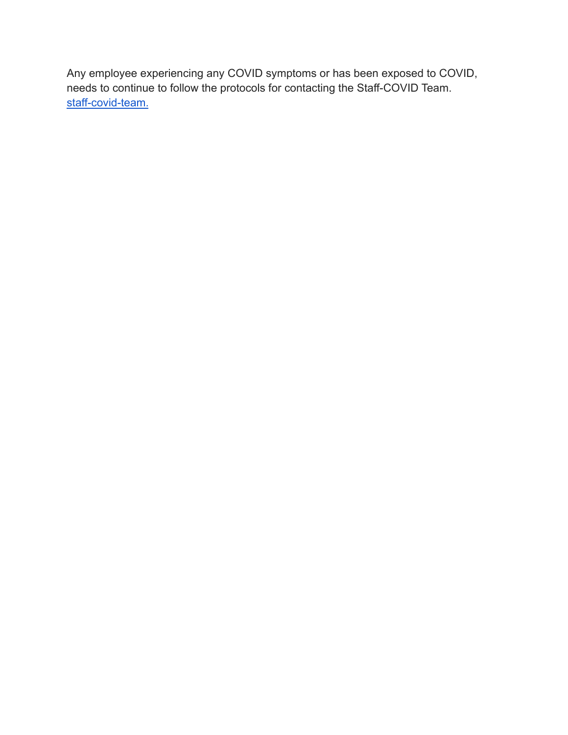Any employee experiencing any COVID symptoms or has been exposed to COVID, needs to continue to follow the protocols for contacting the Staff-COVID Team. [staff-covid-team.]()